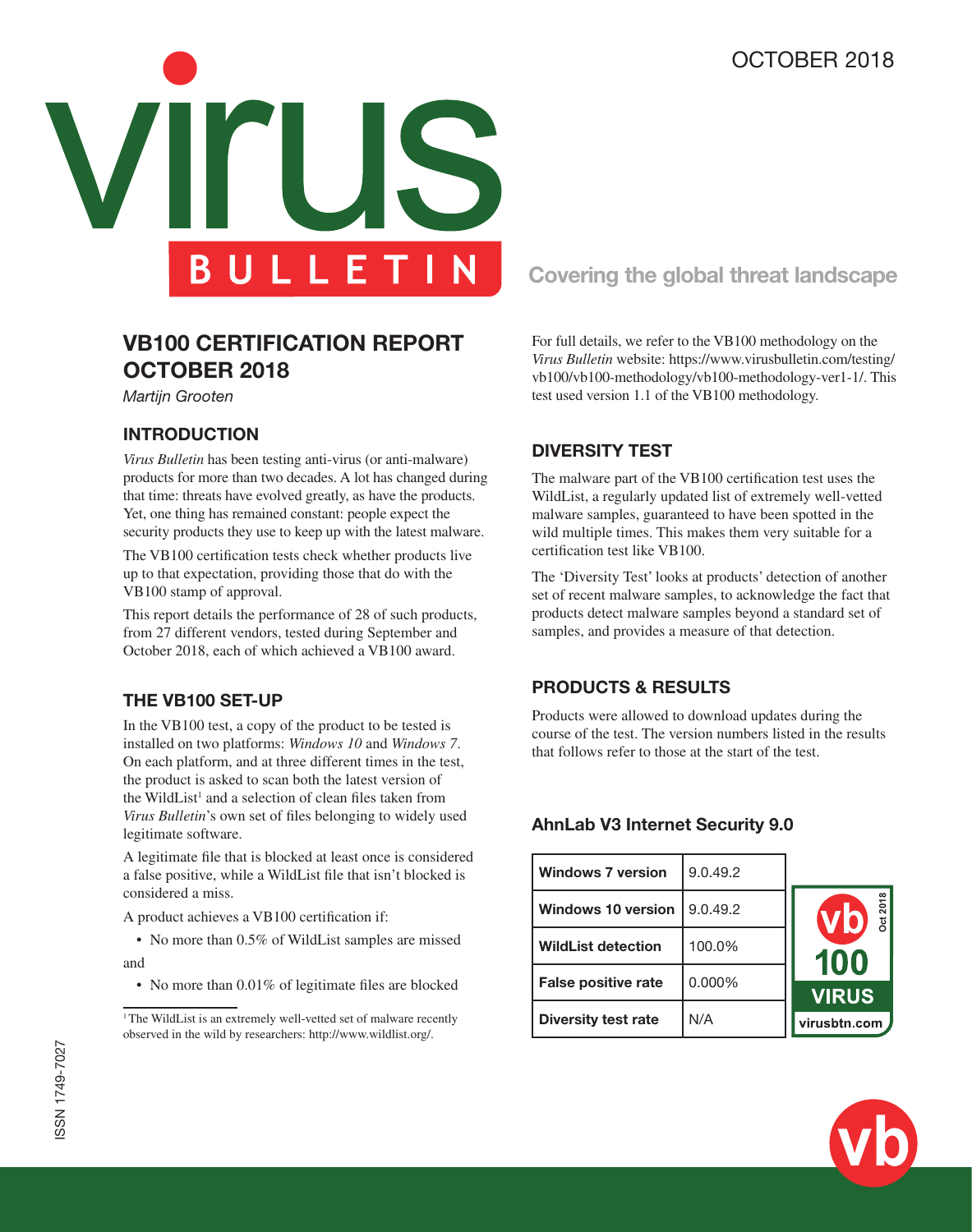# VB100 CERTIFICATION REPORT OCTOBER 2018

*Martijn Grooten*

## INTRODUCTION

*Virus Bulletin* has been testing anti-virus (or anti-malware) products for more than two decades. A lot has changed during that time: threats have evolved greatly, as have the products. Yet, one thing has remained constant: people expect the security products they use to keep up with the latest malware.

The VB100 certification tests check whether products live up to that expectation, providing those that do with the VB100 stamp of approval.

This report details the performance of 28 of such products, from 27 different vendors, tested during September and October 2018, each of which achieved a VB100 award.

## THE VB100 SET-UP

In the VB100 test, a copy of the product to be tested is installed on two platforms: *Windows 10* and *Windows 7*. On each platform, and at three different times in the test, the product is asked to scan both the latest version of the WildList[1] and a selection of clean files taken from *Virus Bulletin*'s own set of files belonging to widely used legitimate software.

A legitimate file that is blocked at least once is considered a false positive, while a WildList file that isn't blocked is considered a miss.

A product achieves a VB100 certification if:

- No more than 0.5% of WildList samples are missed

and

- No more than 0.01% of legitimate files are blocked

[1] The WildList is an extremely well-vetted set of malware recently observed in the wild by researchers: http://www.wildlist.org/.

For full details, we refer to the VB100 methodology on the *Virus Bulletin* website: https://www.virusbulletin.com/testing/vb100/vb100-methodology/vb100-methodology-ver1-1/. This test used version 1.1 of the VB100 methodology.

## DIVERSITY TEST

The malware part of the VB100 certification test uses the WildList, a regularly updated list of extremely well-vetted malware samples, guaranteed to have been spotted in the wild multiple times. This makes them very suitable for a certification test like VB100.

The 'Diversity Test' looks at products' detection of another set of recent malware samples, to acknowledge the fact that products detect malware samples beyond a standard set of samples, and provides a measure of that detection.

## PRODUCTS & RESULTS

Products were allowed to download updates during the course of the test. The version numbers listed in the results that follows refer to those at the start of the test.

### AhnLab V3 Internet Security 9.0

| | |
|---|---|
| **Windows 7 version** | 9.0.49.2 |
| **Windows 10 version** | 9.0.49.2 |
| **WildList detection** | 100.0% |
| **False positive rate** | 0.000% |
| **Diversity test rate** | N/A |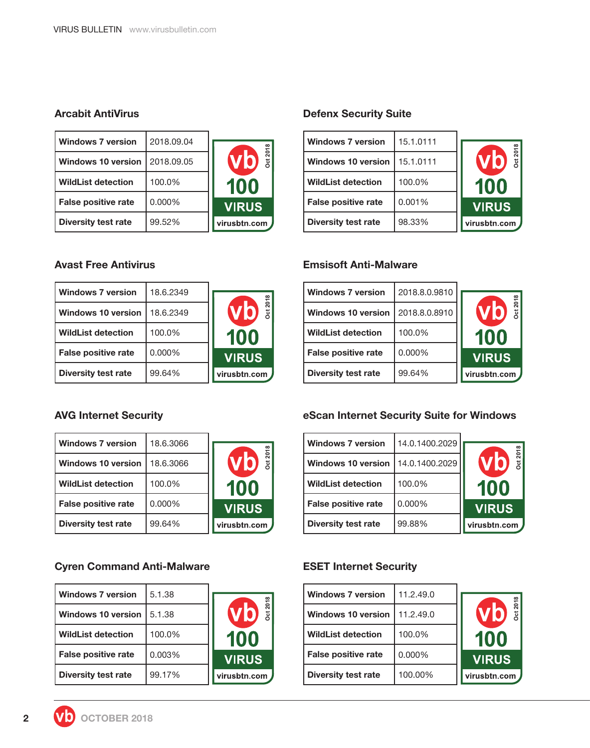### Arcabit AntiVirus

| | |
|---|---|
| Windows 7 version | 2018.09.04 |
| Windows 10 version | 2018.09.05 |
| WildList detection | 100.0% |
| False positive rate | 0.000% |
| Diversity test rate | 99.52% |

### Avast Free Antivirus

| | |
|---|---|
| Windows 7 version | 18.6.2349 |
| Windows 10 version | 18.6.2349 |
| WildList detection | 100.0% |
| False positive rate | 0.000% |
| Diversity test rate | 99.64% |

### AVG Internet Security

| | |
|---|---|
| Windows 7 version | 18.6.3066 |
| Windows 10 version | 18.6.3066 |
| WildList detection | 100.0% |
| False positive rate | 0.000% |
| Diversity test rate | 99.64% |

### Cyren Command Anti-Malware

| | |
|---|---|
| Windows 7 version | 5.1.38 |
| Windows 10 version | 5.1.38 |
| WildList detection | 100.0% |
| False positive rate | 0.003% |
| Diversity test rate | 99.17% |

### Defenx Security Suite

| | |
|---|---|
| Windows 7 version | 15.1.0111 |
| Windows 10 version | 15.1.0111 |
| WildList detection | 100.0% |
| False positive rate | 0.001% |
| Diversity test rate | 98.33% |

### Emsisoft Anti-Malware

| | |
|---|---|
| Windows 7 version | 2018.8.0.9810 |
| Windows 10 version | 2018.8.0.8910 |
| WildList detection | 100.0% |
| False positive rate | 0.000% |
| Diversity test rate | 99.64% |

### eScan Internet Security Suite for Windows

| | |
|---|---|
| Windows 7 version | 14.0.1400.2029 |
| Windows 10 version | 14.0.1400.2029 |
| WildList detection | 100.0% |
| False positive rate | 0.000% |
| Diversity test rate | 99.88% |

### ESET Internet Security

| | |
|---|---|
| Windows 7 version | 11.2.49.0 |
| Windows 10 version | 11.2.49.0 |
| WildList detection | 100.0% |
| False positive rate | 0.000% |
| Diversity test rate | 100.00% |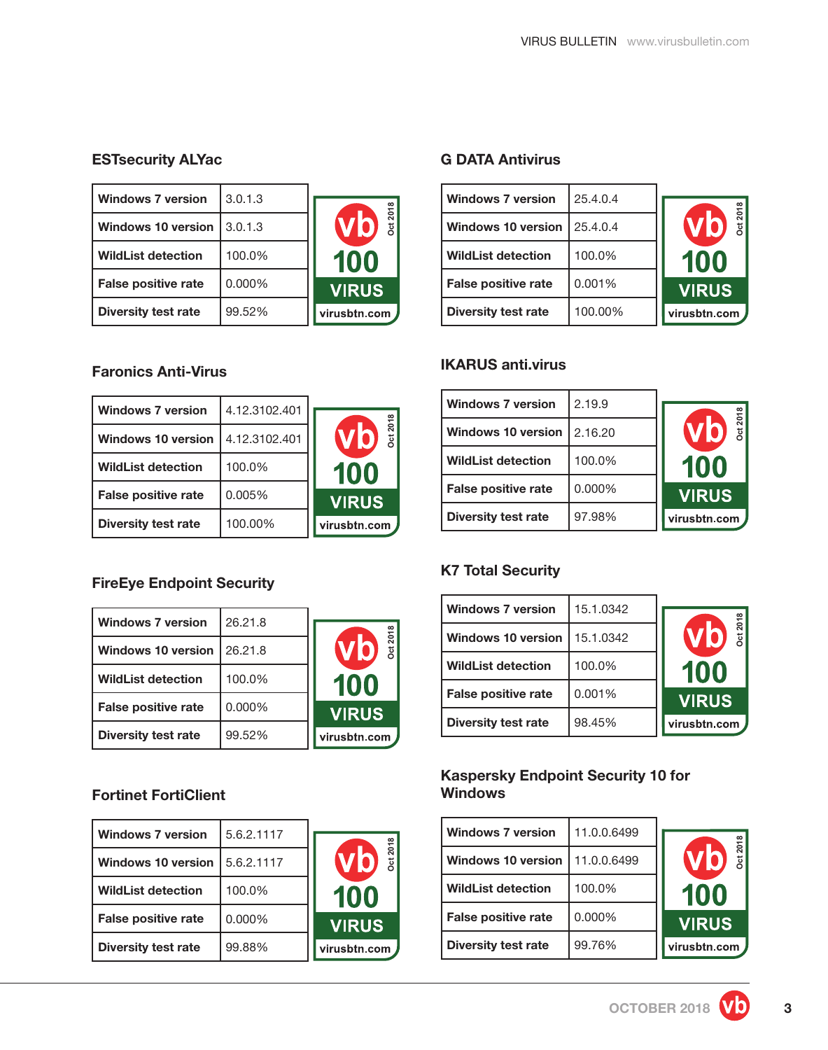### ESTsecurity ALYac

| Windows 7 version | 3.0.1.3 |
|---|---|
| Windows 10 version | 3.0.1.3 |
| WildList detection | 100.0% |
| False positive rate | 0.000% |
| Diversity test rate | 99.52% |

### Faronics Anti-Virus

| Windows 7 version | 4.12.3102.401 |
|---|---|
| Windows 10 version | 4.12.3102.401 |
| WildList detection | 100.0% |
| False positive rate | 0.005% |
| Diversity test rate | 100.00% |

### FireEye Endpoint Security

| Windows 7 version | 26.21.8 |
|---|---|
| Windows 10 version | 26.21.8 |
| WildList detection | 100.0% |
| False positive rate | 0.000% |
| Diversity test rate | 99.52% |

### Fortinet FortiClient

| Windows 7 version | 5.6.2.1117 |
|---|---|
| Windows 10 version | 5.6.2.1117 |
| WildList detection | 100.0% |
| False positive rate | 0.000% |
| Diversity test rate | 99.88% |

### G DATA Antivirus

| Windows 7 version | 25.4.0.4 |
|---|---|
| Windows 10 version | 25.4.0.4 |
| WildList detection | 100.0% |
| False positive rate | 0.001% |
| Diversity test rate | 100.00% |

### IKARUS anti.virus

| Windows 7 version | 2.19.9 |
|---|---|
| Windows 10 version | 2.16.20 |
| WildList detection | 100.0% |
| False positive rate | 0.000% |
| Diversity test rate | 97.98% |

### K7 Total Security

| Windows 7 version | 15.1.0342 |
|---|---|
| Windows 10 version | 15.1.0342 |
| WildList detection | 100.0% |
| False positive rate | 0.001% |
| Diversity test rate | 98.45% |

### Kaspersky Endpoint Security 10 for Windows

| Windows 7 version | 11.0.0.6499 |
|---|---|
| Windows 10 version | 11.0.0.6499 |
| WildList detection | 100.0% |
| False positive rate | 0.000% |
| Diversity test rate | 99.76% |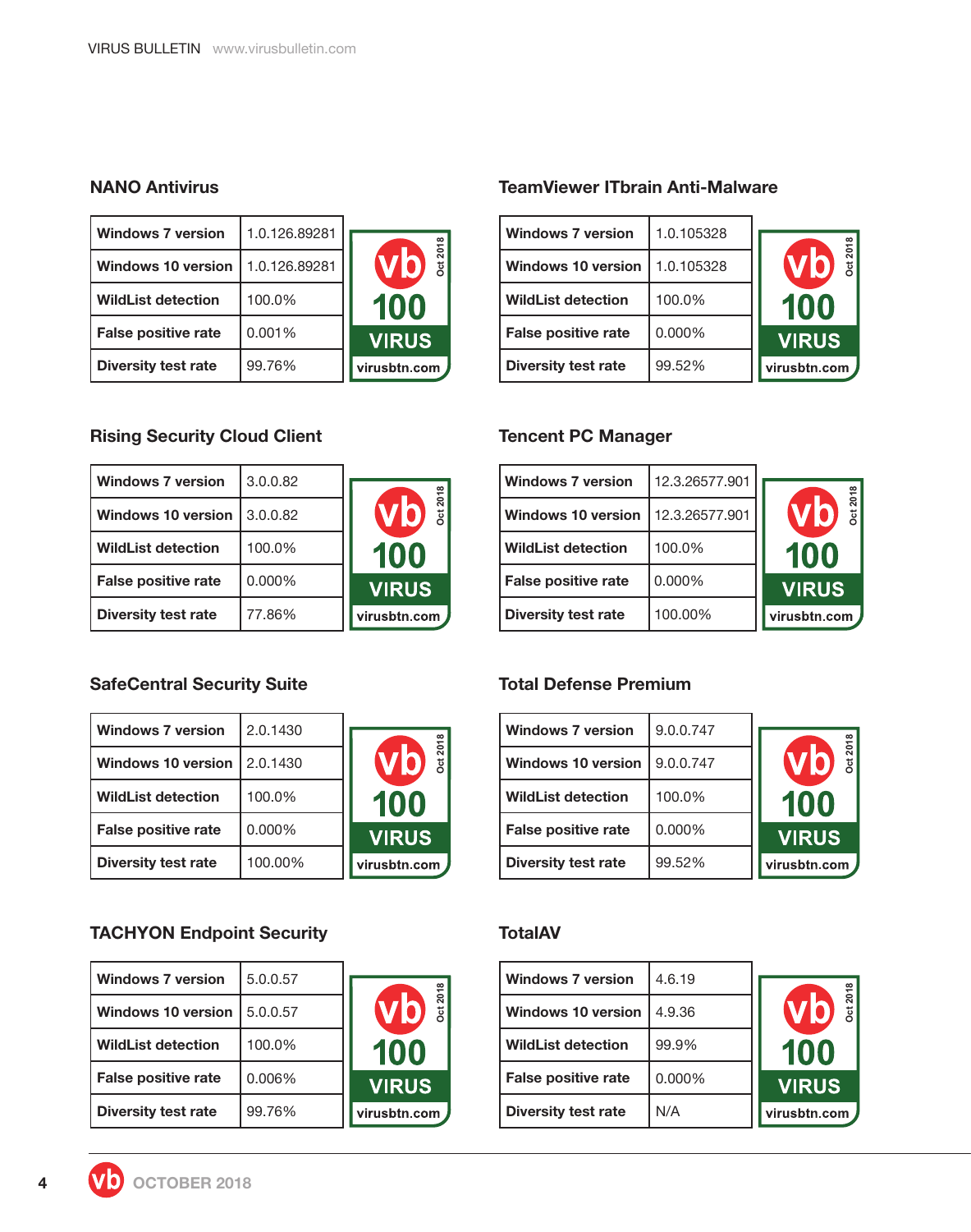### NANO Antivirus

| | |
|---|---|
| Windows 7 version | 1.0.126.89281 |
| Windows 10 version | 1.0.126.89281 |
| WildList detection | 100.0% |
| False positive rate | 0.001% |
| Diversity test rate | 99.76% |

### TeamViewer ITbrain Anti-Malware

| | |
|---|---|
| Windows 7 version | 1.0.105328 |
| Windows 10 version | 1.0.105328 |
| WildList detection | 100.0% |
| False positive rate | 0.000% |
| Diversity test rate | 99.52% |

### Rising Security Cloud Client

| | |
|---|---|
| Windows 7 version | 3.0.0.82 |
| Windows 10 version | 3.0.0.82 |
| WildList detection | 100.0% |
| False positive rate | 0.000% |
| Diversity test rate | 77.86% |

### Tencent PC Manager

| | |
|---|---|
| Windows 7 version | 12.3.26577.901 |
| Windows 10 version | 12.3.26577.901 |
| WildList detection | 100.0% |
| False positive rate | 0.000% |
| Diversity test rate | 100.00% |

### SafeCentral Security Suite

| | |
|---|---|
| Windows 7 version | 2.0.1430 |
| Windows 10 version | 2.0.1430 |
| WildList detection | 100.0% |
| False positive rate | 0.000% |
| Diversity test rate | 100.00% |

### Total Defense Premium

| | |
|---|---|
| Windows 7 version | 9.0.0.747 |
| Windows 10 version | 9.0.0.747 |
| WildList detection | 100.0% |
| False positive rate | 0.000% |
| Diversity test rate | 99.52% |

### TACHYON Endpoint Security

| | |
|---|---|
| Windows 7 version | 5.0.0.57 |
| Windows 10 version | 5.0.0.57 |
| WildList detection | 100.0% |
| False positive rate | 0.006% |
| Diversity test rate | 99.76% |

### TotalAV

| | |
|---|---|
| Windows 7 version | 4.6.19 |
| Windows 10 version | 4.9.36 |
| WildList detection | 99.9% |
| False positive rate | 0.000% |
| Diversity test rate | N/A |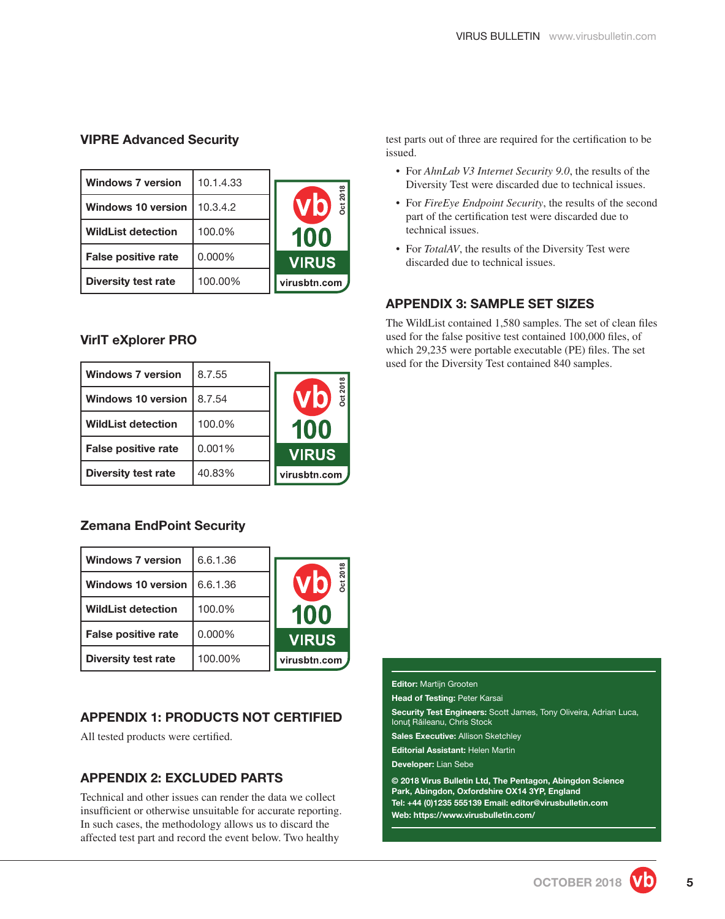### VIPRE Advanced Security

| | |
|---|---|
| **Windows 7 version** | 10.1.4.33 |
| **Windows 10 version** | 10.3.4.2 |
| **WildList detection** | 100.0% |
| **False positive rate** | 0.000% |
| **Diversity test rate** | 100.00% |

### VirIT eXplorer PRO

| | |
|---|---|
| **Windows 7 version** | 8.7.55 |
| **Windows 10 version** | 8.7.54 |
| **WildList detection** | 100.0% |
| **False positive rate** | 0.001% |
| **Diversity test rate** | 40.83% |

### Zemana EndPoint Security

| | |
|---|---|
| **Windows 7 version** | 6.6.1.36 |
| **Windows 10 version** | 6.6.1.36 |
| **WildList detection** | 100.0% |
| **False positive rate** | 0.000% |
| **Diversity test rate** | 100.00% |

## APPENDIX 1: PRODUCTS NOT CERTIFIED

All tested products were certified.

## APPENDIX 2: EXCLUDED PARTS

Technical and other issues can render the data we collect insufficient or otherwise unsuitable for accurate reporting. In such cases, the methodology allows us to discard the affected test part and record the event below. Two healthy test parts out of three are required for the certification to be issued.

- For *AhnLab V3 Internet Security 9.0*, the results of the Diversity Test were discarded due to technical issues.
- For *FireEye Endpoint Security*, the results of the second part of the certification test were discarded due to technical issues.
- For *TotalAV*, the results of the Diversity Test were discarded due to technical issues.

## APPENDIX 3: SAMPLE SET SIZES

The WildList contained 1,580 samples. The set of clean files used for the false positive test contained 100,000 files, of which 29,235 were portable executable (PE) files. The set used for the Diversity Test contained 840 samples.

**Editor:** Martijn Grooten
**Head of Testing:** Peter Karsai
**Security Test Engineers:** Scott James, Tony Oliveira, Adrian Luca, Ionuţ Răileanu, Chris Stock
**Sales Executive:** Allison Sketchley
**Editorial Assistant:** Helen Martin
**Developer:** Lian Sebe

**© 2018 Virus Bulletin Ltd, The Pentagon, Abingdon Science Park, Abingdon, Oxfordshire OX14 3YP, England**
**Tel: +44 (0)1235 555139 Email: editor@virusbulletin.com**
**Web: https://www.virusbulletin.com/**